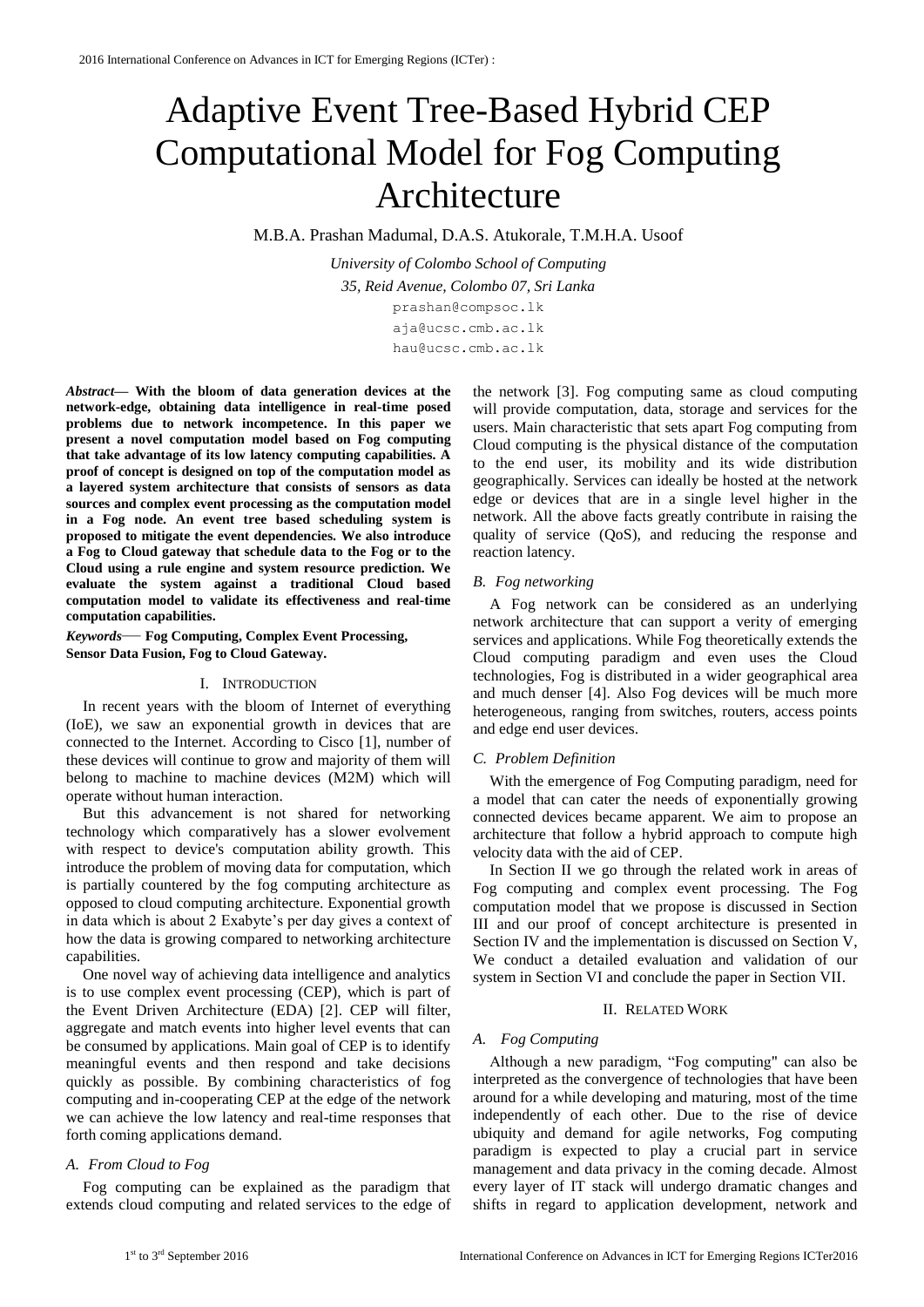# Adaptive Event Tree-Based Hybrid CEP Computational Model for Fog Computing Architecture

M.B.A. Prashan Madumal, D.A.S. Atukorale, T.M.H.A. Usoof

*University of Colombo School of Computing*
*35, Reid Avenue, Colombo 07, Sri Lanka*
prashan@compsoc.lk
aja@ucsc.cmb.ac.lk
hau@ucsc.cmb.ac.lk

***Abstract*— With the bloom of data generation devices at the network-edge, obtaining data intelligence in real-time posed problems due to network incompetence. In this paper we present a novel computation model based on Fog computing that take advantage of its low latency computing capabilities. A proof of concept is designed on top of the computation model as a layered system architecture that consists of sensors as data sources and complex event processing as the computation model in a Fog node. An event tree based scheduling system is proposed to mitigate the event dependencies. We also introduce a Fog to Cloud gateway that schedule data to the Fog or to the Cloud using a rule engine and system resource prediction. We evaluate the system against a traditional Cloud based computation model to validate its effectiveness and real-time computation capabilities.**

***Keywords*— Fog Computing, Complex Event Processing, Sensor Data Fusion, Fog to Cloud Gateway.**

## I. Introduction

In recent years with the bloom of Internet of everything (IoE), we saw an exponential growth in devices that are connected to the Internet. According to Cisco [1], number of these devices will continue to grow and majority of them will belong to machine to machine devices (M2M) which will operate without human interaction.

But this advancement is not shared for networking technology which comparatively has a slower evolvement with respect to device's computation ability growth. This introduce the problem of moving data for computation, which is partially countered by the fog computing architecture as opposed to cloud computing architecture. Exponential growth in data which is about 2 Exabyte's per day gives a context of how the data is growing compared to networking architecture capabilities.

One novel way of achieving data intelligence and analytics is to use complex event processing (CEP), which is part of the Event Driven Architecture (EDA) [2]. CEP will filter, aggregate and match events into higher level events that can be consumed by applications. Main goal of CEP is to identify meaningful events and then respond and take decisions quickly as possible. By combining characteristics of fog computing and in-cooperating CEP at the edge of the network we can achieve the low latency and real-time responses that forth coming applications demand.

### *A. From Cloud to Fog*

Fog computing can be explained as the paradigm that extends cloud computing and related services to the edge of the network [3]. Fog computing same as cloud computing will provide computation, data, storage and services for the users. Main characteristic that sets apart Fog computing from Cloud computing is the physical distance of the computation to the end user, its mobility and its wide distribution geographically. Services can ideally be hosted at the network edge or devices that are in a single level higher in the network. All the above facts greatly contribute in raising the quality of service (QoS), and reducing the response and reaction latency.

### *B. Fog networking*

A Fog network can be considered as an underlying network architecture that can support a verity of emerging services and applications. While Fog theoretically extends the Cloud computing paradigm and even uses the Cloud technologies, Fog is distributed in a wider geographical area and much denser [4]. Also Fog devices will be much more heterogeneous, ranging from switches, routers, access points and edge end user devices.

### *C. Problem Definition*

With the emergence of Fog Computing paradigm, need for a model that can cater the needs of exponentially growing connected devices became apparent. We aim to propose an architecture that follow a hybrid approach to compute high velocity data with the aid of CEP.

In Section II we go through the related work in areas of Fog computing and complex event processing. The Fog computation model that we propose is discussed in Section III and our proof of concept architecture is presented in Section IV and the implementation is discussed on Section V, We conduct a detailed evaluation and validation of our system in Section VI and conclude the paper in Section VII.

## II. Related Work

### *A. Fog Computing*

Although a new paradigm, "Fog computing" can also be interpreted as the convergence of technologies that have been around for a while developing and maturing, most of the time independently of each other. Due to the rise of device ubiquity and demand for agile networks, Fog computing paradigm is expected to play a crucial part in service management and data privacy in the coming decade. Almost every layer of IT stack will undergo dramatic changes and shifts in regard to application development, network and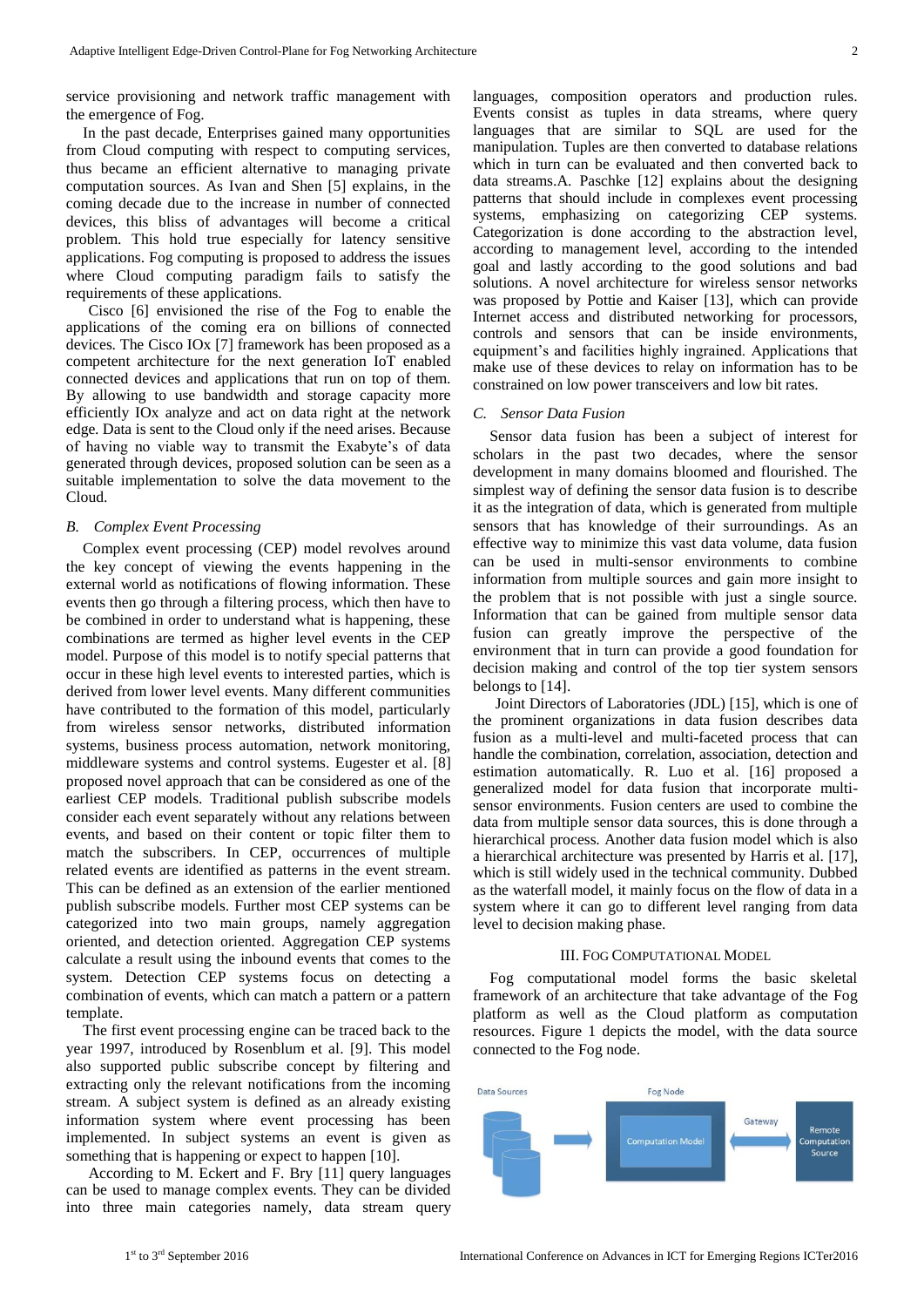service provisioning and network traffic management with the emergence of Fog.

In the past decade, Enterprises gained many opportunities from Cloud computing with respect to computing services, thus became an efficient alternative to managing private computation sources. As Ivan and Shen [5] explains, in the coming decade due to the increase in number of connected devices, this bliss of advantages will become a critical problem. This hold true especially for latency sensitive applications. Fog computing is proposed to address the issues where Cloud computing paradigm fails to satisfy the requirements of these applications.

Cisco [6] envisioned the rise of the Fog to enable the applications of the coming era on billions of connected devices. The Cisco IOx [7] framework has been proposed as a competent architecture for the next generation IoT enabled connected devices and applications that run on top of them. By allowing to use bandwidth and storage capacity more efficiently IOx analyze and act on data right at the network edge. Data is sent to the Cloud only if the need arises. Because of having no viable way to transmit the Exabyte's of data generated through devices, proposed solution can be seen as a suitable implementation to solve the data movement to the Cloud.

### B. Complex Event Processing

Complex event processing (CEP) model revolves around the key concept of viewing the events happening in the external world as notifications of flowing information. These events then go through a filtering process, which then have to be combined in order to understand what is happening, these combinations are termed as higher level events in the CEP model. Purpose of this model is to notify special patterns that occur in these high level events to interested parties, which is derived from lower level events. Many different communities have contributed to the formation of this model, particularly from wireless sensor networks, distributed information systems, business process automation, network monitoring, middleware systems and control systems. Eugester et al. [8] proposed novel approach that can be considered as one of the earliest CEP models. Traditional publish subscribe models consider each event separately without any relations between events, and based on their content or topic filter them to match the subscribers. In CEP, occurrences of multiple related events are identified as patterns in the event stream. This can be defined as an extension of the earlier mentioned publish subscribe models. Further most CEP systems can be categorized into two main groups, namely aggregation oriented, and detection oriented. Aggregation CEP systems calculate a result using the inbound events that comes to the system. Detection CEP systems focus on detecting a combination of events, which can match a pattern or a pattern template.

The first event processing engine can be traced back to the year 1997, introduced by Rosenblum et al. [9]. This model also supported public subscribe concept by filtering and extracting only the relevant notifications from the incoming stream. A subject system is defined as an already existing information system where event processing has been implemented. In subject systems an event is given as something that is happening or expect to happen [10].

According to M. Eckert and F. Bry [11] query languages can be used to manage complex events. They can be divided into three main categories namely, data stream query languages, composition operators and production rules. Events consist as tuples in data streams, where query languages that are similar to SQL are used for the manipulation. Tuples are then converted to database relations which in turn can be evaluated and then converted back to data streams.A. Paschke [12] explains about the designing patterns that should include in complexes event processing systems, emphasizing on categorizing CEP systems. Categorization is done according to the abstraction level, according to management level, according to the intended goal and lastly according to the good solutions and bad solutions. A novel architecture for wireless sensor networks was proposed by Pottie and Kaiser [13], which can provide Internet access and distributed networking for processors, controls and sensors that can be inside environments, equipment's and facilities highly ingrained. Applications that make use of these devices to relay on information has to be constrained on low power transceivers and low bit rates.

### C. Sensor Data Fusion

Sensor data fusion has been a subject of interest for scholars in the past two decades, where the sensor development in many domains bloomed and flourished. The simplest way of defining the sensor data fusion is to describe it as the integration of data, which is generated from multiple sensors that has knowledge of their surroundings. As an effective way to minimize this vast data volume, data fusion can be used in multi-sensor environments to combine information from multiple sources and gain more insight to the problem that is not possible with just a single source. Information that can be gained from multiple sensor data fusion can greatly improve the perspective of the environment that in turn can provide a good foundation for decision making and control of the top tier system sensors belongs to [14].

Joint Directors of Laboratories (JDL) [15], which is one of the prominent organizations in data fusion describes data fusion as a multi-level and multi-faceted process that can handle the combination, correlation, association, detection and estimation automatically. R. Luo et al. [16] proposed a generalized model for data fusion that incorporate multi-sensor environments. Fusion centers are used to combine the data from multiple sensor data sources, this is done through a hierarchical process. Another data fusion model which is also a hierarchical architecture was presented by Harris et al. [17], which is still widely used in the technical community. Dubbed as the waterfall model, it mainly focus on the flow of data in a system where it can go to different level ranging from data level to decision making phase.

## III. Fog Computational Model

Fog computational model forms the basic skeletal framework of an architecture that take advantage of the Fog platform as well as the Cloud platform as computation resources. Figure 1 depicts the model, with the data source connected to the Fog node.

Data Sources
Fog Node
Computation Model
Gateway
Remote Computation Source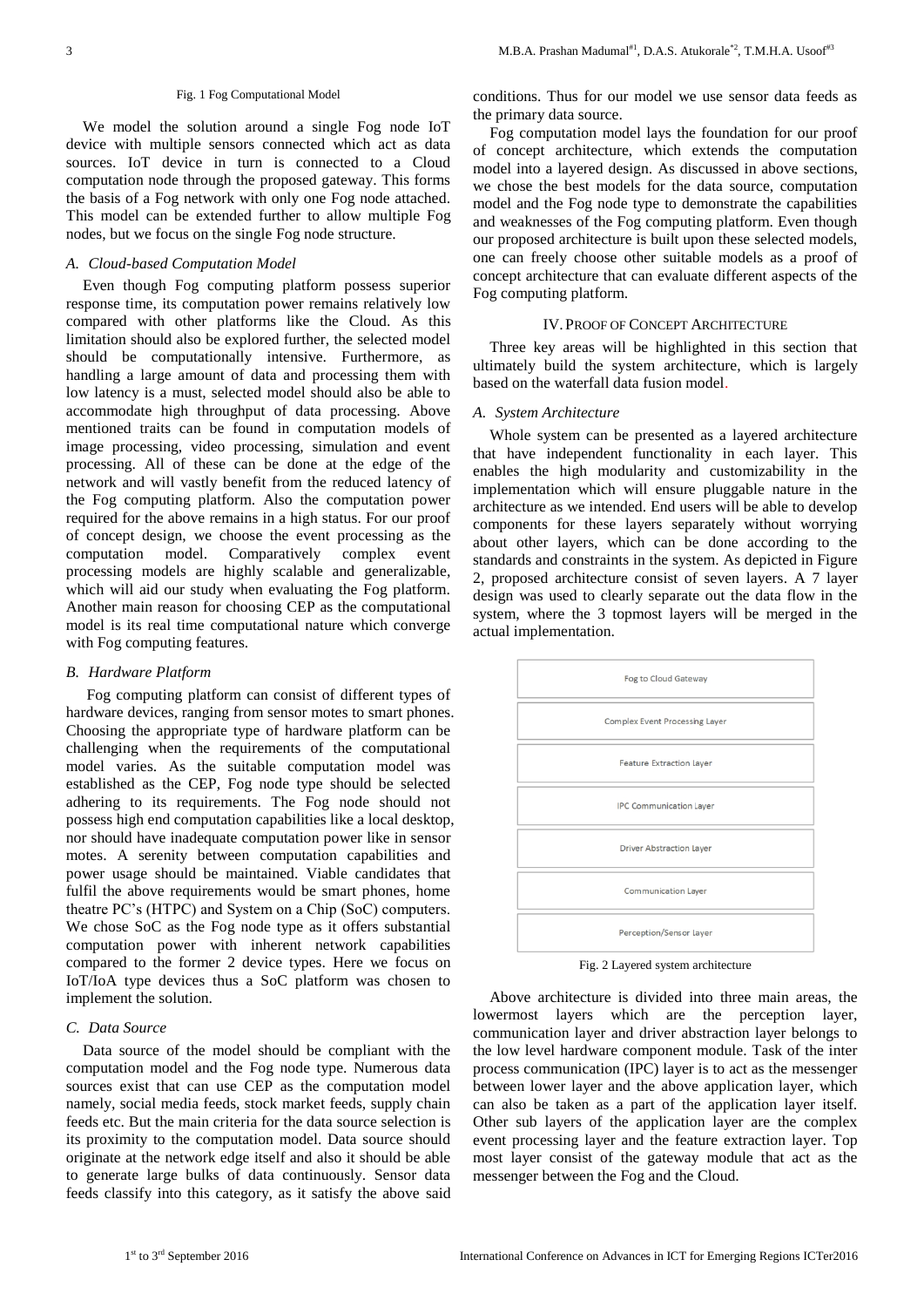Fig. 1 Fog Computational Model

We model the solution around a single Fog node IoT device with multiple sensors connected which act as data sources. IoT device in turn is connected to a Cloud computation node through the proposed gateway. This forms the basis of a Fog network with only one Fog node attached. This model can be extended further to allow multiple Fog nodes, but we focus on the single Fog node structure.

### *A. Cloud-based Computation Model*

Even though Fog computing platform possess superior response time, its computation power remains relatively low compared with other platforms like the Cloud. As this limitation should also be explored further, the selected model should be computationally intensive. Furthermore, as handling a large amount of data and processing them with low latency is a must, selected model should also be able to accommodate high throughput of data processing. Above mentioned traits can be found in computation models of image processing, video processing, simulation and event processing. All of these can be done at the edge of the network and will vastly benefit from the reduced latency of the Fog computing platform. Also the computation power required for the above remains in a high status. For our proof of concept design, we choose the event processing as the computation model. Comparatively complex event processing models are highly scalable and generalizable, which will aid our study when evaluating the Fog platform. Another main reason for choosing CEP as the computational model is its real time computational nature which converge with Fog computing features.

### *B. Hardware Platform*

Fog computing platform can consist of different types of hardware devices, ranging from sensor motes to smart phones. Choosing the appropriate type of hardware platform can be challenging when the requirements of the computational model varies. As the suitable computation model was established as the CEP, Fog node type should be selected adhering to its requirements. The Fog node should not possess high end computation capabilities like a local desktop, nor should have inadequate computation power like in sensor motes. A serenity between computation capabilities and power usage should be maintained. Viable candidates that fulfil the above requirements would be smart phones, home theatre PC's (HTPC) and System on a Chip (SoC) computers. We chose SoC as the Fog node type as it offers substantial computation power with inherent network capabilities compared to the former 2 device types. Here we focus on IoT/IoA type devices thus a SoC platform was chosen to implement the solution.

### *C. Data Source*

Data source of the model should be compliant with the computation model and the Fog node type. Numerous data sources exist that can use CEP as the computation model namely, social media feeds, stock market feeds, supply chain feeds etc. But the main criteria for the data source selection is its proximity to the computation model. Data source should originate at the network edge itself and also it should be able to generate large bulks of data continuously. Sensor data feeds classify into this category, as it satisfy the above said conditions. Thus for our model we use sensor data feeds as the primary data source.

Fog computation model lays the foundation for our proof of concept architecture, which extends the computation model into a layered design. As discussed in above sections, we chose the best models for the data source, computation model and the Fog node type to demonstrate the capabilities and weaknesses of the Fog computing platform. Even though our proposed architecture is built upon these selected models, one can freely choose other suitable models as a proof of concept architecture that can evaluate different aspects of the Fog computing platform.

## IV. Proof of Concept Architecture

Three key areas will be highlighted in this section that ultimately build the system architecture, which is largely based on the waterfall data fusion model.

### *A. System Architecture*

Whole system can be presented as a layered architecture that have independent functionality in each layer. This enables the high modularity and customizability in the implementation which will ensure pluggable nature in the architecture as we intended. End users will be able to develop components for these layers separately without worrying about other layers, which can be done according to the standards and constraints in the system. As depicted in Figure 2, proposed architecture consist of seven layers. A 7 layer design was used to clearly separate out the data flow in the system, where the 3 topmost layers will be merged in the actual implementation.

Fog to Cloud Gateway

Complex Event Processing Layer

Feature Extraction Layer

IPC Communication Layer

Driver Abstraction Layer

Communication Layer

Perception/Sensor Layer

Fig. 2 Layered system architecture

Above architecture is divided into three main areas, the lowermost layers which are the perception layer, communication layer and driver abstraction layer belongs to the low level hardware component module. Task of the inter process communication (IPC) layer is to act as the messenger between lower layer and the above application layer, which can also be taken as a part of the application layer itself. Other sub layers of the application layer are the complex event processing layer and the feature extraction layer. Top most layer consist of the gateway module that act as the messenger between the Fog and the Cloud.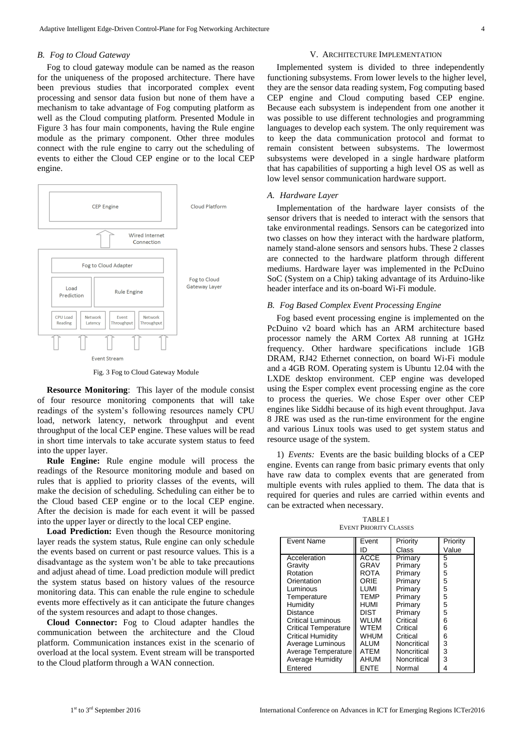## B. Fog to Cloud Gateway

Fog to cloud gateway module can be named as the reason for the uniqueness of the proposed architecture. There have been previous studies that incorporated complex event processing and sensor data fusion but none of them have a mechanism to take advantage of Fog computing platform as well as the Cloud computing platform. Presented Module in Figure 3 has four main components, having the Rule engine module as the primary component. Other three modules connect with the rule engine to carry out the scheduling of events to either the Cloud CEP engine or to the local CEP engine.

Fig. 3 Fog to Cloud Gateway Module

**Resource Monitoring**: This layer of the module consist of four resource monitoring components that will take readings of the system's following resources namely CPU load, network latency, network throughput and event throughput of the local CEP engine. These values will be read in short time intervals to take accurate system status to feed into the upper layer.

**Rule Engine:** Rule engine module will process the readings of the Resource monitoring module and based on rules that is applied to priority classes of the events, will make the decision of scheduling. Scheduling can either be to the Cloud based CEP engine or to the local CEP engine. After the decision is made for each event it will be passed into the upper layer or directly to the local CEP engine.

**Load Prediction:** Even though the Resource monitoring layer reads the system status, Rule engine can only schedule the events based on current or past resource values. This is a disadvantage as the system won't be able to take precautions and adjust ahead of time. Load prediction module will predict the system status based on history values of the resource monitoring data. This can enable the rule engine to schedule events more effectively as it can anticipate the future changes of the system resources and adapt to those changes.

**Cloud Connector:** Fog to Cloud adapter handles the communication between the architecture and the Cloud platform. Communication instances exist in the scenario of overload at the local system. Event stream will be transported to the Cloud platform through a WAN connection.

# V. Architecture Implementation

Implemented system is divided to three independently functioning subsystems. From lower levels to the higher level, they are the sensor data reading system, Fog computing based CEP engine and Cloud computing based CEP engine. Because each subsystem is independent from one another it was possible to use different technologies and programming languages to develop each system. The only requirement was to keep the data communication protocol and format to remain consistent between subsystems. The lowermost subsystems were developed in a single hardware platform that has capabilities of supporting a high level OS as well as low level sensor communication hardware support.

## A. Hardware Layer

Implementation of the hardware layer consists of the sensor drivers that is needed to interact with the sensors that take environmental readings. Sensors can be categorized into two classes on how they interact with the hardware platform, namely stand-alone sensors and sensors hubs. These 2 classes are connected to the hardware platform through different mediums. Hardware layer was implemented in the PcDuino SoC (System on a Chip) taking advantage of its Arduino-like header interface and its on-board Wi-Fi module.

## B. Fog Based Complex Event Processing Engine

Fog based event processing engine is implemented on the PcDuino v2 board which has an ARM architecture based processor namely the ARM Cortex A8 running at 1GHz frequency. Other hardware specifications include 1GB DRAM, RJ42 Ethernet connection, on board Wi-Fi module and a 4GB ROM. Operating system is Ubuntu 12.04 with the LXDE desktop environment. CEP engine was developed using the Esper complex event processing engine as the core to process the queries. We chose Esper over other CEP engines like Siddhi because of its high event throughput. Java 8 JRE was used as the run-time environment for the engine and various Linux tools was used to get system status and resource usage of the system.

1) *Events:* Events are the basic building blocks of a CEP engine. Events can range from basic primary events that only have raw data to complex events that are generated from multiple events with rules applied to them. The data that is required for queries and rules are carried within events and can be extracted when necessary.

TABLE I
Event Priority Classes

| Event Name | Event ID | Priority Class | Priority Value |
|---|---|---|---|
| Acceleration | ACCE | Primary | 5 |
| Gravity | GRAV | Primary | 5 |
| Rotation | ROTA | Primary | 5 |
| Orientation | ORIE | Primary | 5 |
| Luminous | LUMI | Primary | 5 |
| Temperature | TEMP | Primary | 5 |
| Humidity | HUMI | Primary | 5 |
| Distance | DIST | Primary | 5 |
| Critical Luminous | WLUM | Critical | 6 |
| Critical Temperature | WTEM | Critical | 6 |
| Critical Humidity | WHUM | Critical | 6 |
| Average Luminous | ALUM | Noncritical | 3 |
| Average Temperature | ATEM | Noncritical | 3 |
| Average Humidity | AHUM | Noncritical | 3 |
| Entered | ENTE | Normal | 4 |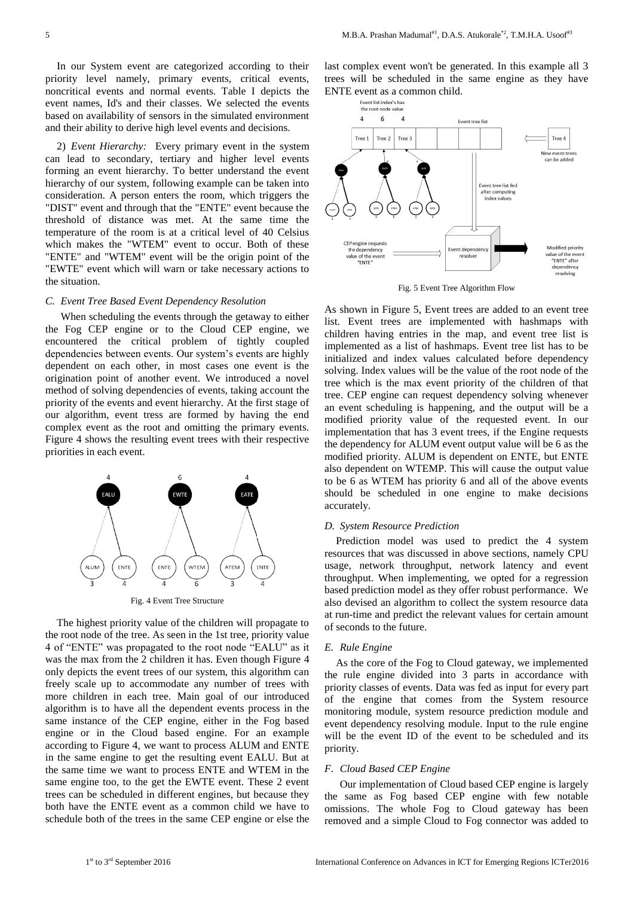In our System event are categorized according to their priority level namely, primary events, critical events, noncritical events and normal events. Table I depicts the event names, Id's and their classes. We selected the events based on availability of sensors in the simulated environment and their ability to derive high level events and decisions.

2) *Event Hierarchy:* Every primary event in the system can lead to secondary, tertiary and higher level events forming an event hierarchy. To better understand the event hierarchy of our system, following example can be taken into consideration. A person enters the room, which triggers the "DIST" event and through that the "ENTE" event because the threshold of distance was met. At the same time the temperature of the room is at a critical level of 40 Celsius which makes the "WTEM" event to occur. Both of these "ENTE" and "WTEM" event will be the origin point of the "EWTE" event which will warn or take necessary actions to the situation.

### *C. Event Tree Based Event Dependency Resolution*

When scheduling the events through the getaway to either the Fog CEP engine or to the Cloud CEP engine, we encountered the critical problem of tightly coupled dependencies between events. Our system's events are highly dependent on each other, in most cases one event is the origination point of another event. We introduced a novel method of solving dependencies of events, taking account the priority of the events and event hierarchy. At the first stage of our algorithm, event tress are formed by having the end complex event as the root and omitting the primary events. Figure 4 shows the resulting event trees with their respective priorities in each event.

Fig. 4 Event Tree Structure

The highest priority value of the children will propagate to the root node of the tree. As seen in the 1st tree, priority value 4 of "ENTE" was propagated to the root node "EALU" as it was the max from the 2 children it has. Even though Figure 4 only depicts the event trees of our system, this algorithm can freely scale up to accommodate any number of trees with more children in each tree. Main goal of our introduced algorithm is to have all the dependent events process in the same instance of the CEP engine, either in the Fog based engine or in the Cloud based engine. For an example according to Figure 4, we want to process ALUM and ENTE in the same engine to get the resulting event EALU. But at the same time we want to process ENTE and WTEM in the same engine too, to the get the EWTE event. These 2 event trees can be scheduled in different engines, but because they both have the ENTE event as a common child we have to schedule both of the trees in the same CEP engine or else the last complex event won't be generated. In this example all 3 trees will be scheduled in the same engine as they have ENTE event as a common child.

Fig. 5 Event Tree Algorithm Flow

As shown in Figure 5, Event trees are added to an event tree list. Event trees are implemented with hashmaps with children having entries in the map, and event tree list is implemented as a list of hashmaps. Event tree list has to be initialized and index values calculated before dependency solving. Index values will be the value of the root node of the tree which is the max event priority of the children of that tree. CEP engine can request dependency solving whenever an event scheduling is happening, and the output will be a modified priority value of the requested event. In our implementation that has 3 event trees, if the Engine requests the dependency for ALUM event output value will be 6 as the modified priority. ALUM is dependent on ENTE, but ENTE also dependent on WTEMP. This will cause the output value to be 6 as WTEM has priority 6 and all of the above events should be scheduled in one engine to make decisions accurately.

### *D. System Resource Prediction*

Prediction model was used to predict the 4 system resources that was discussed in above sections, namely CPU usage, network throughput, network latency and event throughput. When implementing, we opted for a regression based prediction model as they offer robust performance. We also devised an algorithm to collect the system resource data at run-time and predict the relevant values for certain amount of seconds to the future.

### *E. Rule Engine*

As the core of the Fog to Cloud gateway, we implemented the rule engine divided into 3 parts in accordance with priority classes of events. Data was fed as input for every part of the engine that comes from the System resource monitoring module, system resource prediction module and event dependency resolving module. Input to the rule engine will be the event ID of the event to be scheduled and its priority.

### *F. Cloud Based CEP Engine*

Our implementation of Cloud based CEP engine is largely the same as Fog based CEP engine with few notable omissions. The whole Fog to Cloud gateway has been removed and a simple Cloud to Fog connector was added to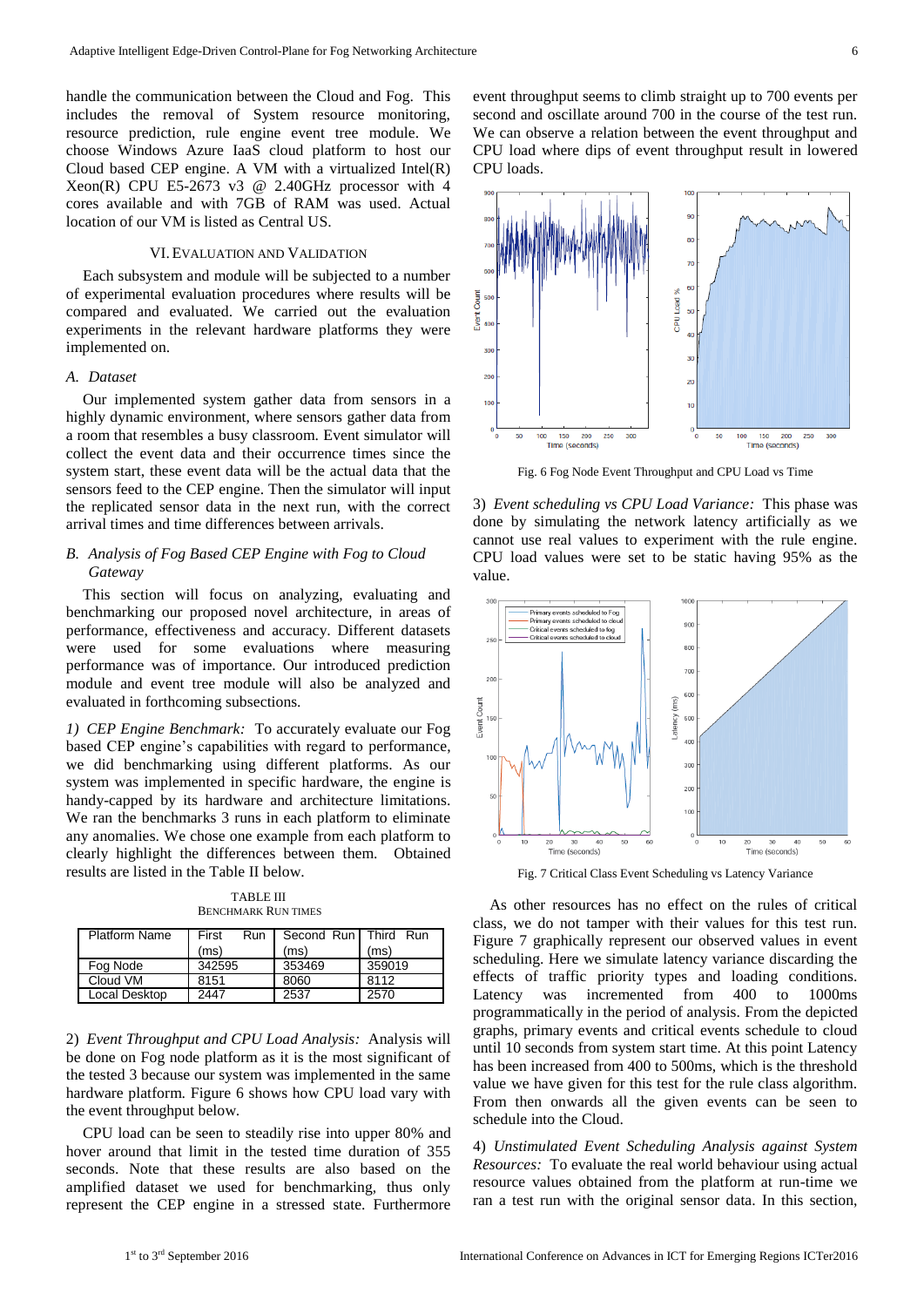handle the communication between the Cloud and Fog. This includes the removal of System resource monitoring, resource prediction, rule engine event tree module. We choose Windows Azure IaaS cloud platform to host our Cloud based CEP engine. A VM with a virtualized Intel(R) Xeon(R) CPU E5-2673 v3 @ 2.40GHz processor with 4 cores available and with 7GB of RAM was used. Actual location of our VM is listed as Central US.

## VI. Evaluation and Validation

Each subsystem and module will be subjected to a number of experimental evaluation procedures where results will be compared and evaluated. We carried out the evaluation experiments in the relevant hardware platforms they were implemented on.

### *A. Dataset*

Our implemented system gather data from sensors in a highly dynamic environment, where sensors gather data from a room that resembles a busy classroom. Event simulator will collect the event data and their occurrence times since the system start, these event data will be the actual data that the sensors feed to the CEP engine. Then the simulator will input the replicated sensor data in the next run, with the correct arrival times and time differences between arrivals.

### *B. Analysis of Fog Based CEP Engine with Fog to Cloud Gateway*

This section will focus on analyzing, evaluating and benchmarking our proposed novel architecture, in areas of performance, effectiveness and accuracy. Different datasets were used for some evaluations where measuring performance was of importance. Our introduced prediction module and event tree module will also be analyzed and evaluated in forthcoming subsections.

*1) CEP Engine Benchmark:* To accurately evaluate our Fog based CEP engine's capabilities with regard to performance, we did benchmarking using different platforms. As our system was implemented in specific hardware, the engine is handy-capped by its hardware and architecture limitations. We ran the benchmarks 3 runs in each platform to eliminate any anomalies. We chose one example from each platform to clearly highlight the differences between them. Obtained results are listed in the Table II below.

TABLE III
BENCHMARK RUN TIMES

| Platform Name | First Run (ms) | Second Run (ms) | Third Run (ms) |
|---|---|---|---|
| Fog Node | 342595 | 353469 | 359019 |
| Cloud VM | 8151 | 8060 | 8112 |
| Local Desktop | 2447 | 2537 | 2570 |

2) *Event Throughput and CPU Load Analysis:* Analysis will be done on Fog node platform as it is the most significant of the tested 3 because our system was implemented in the same hardware platform. Figure 6 shows how CPU load vary with the event throughput below.

CPU load can be seen to steadily rise into upper 80% and hover around that limit in the tested time duration of 355 seconds. Note that these results are also based on the amplified dataset we used for benchmarking, thus only represent the CEP engine in a stressed state. Furthermore event throughput seems to climb straight up to 700 events per second and oscillate around 700 in the course of the test run. We can observe a relation between the event throughput and CPU load where dips of event throughput result in lowered CPU loads.

Fig. 6 Fog Node Event Throughput and CPU Load vs Time

3) *Event scheduling vs CPU Load Variance:* This phase was done by simulating the network latency artificially as we cannot use real values to experiment with the rule engine. CPU load values were set to be static having 95% as the value.

Fig. 7 Critical Class Event Scheduling vs Latency Variance

As other resources has no effect on the rules of critical class, we do not tamper with their values for this test run. Figure 7 graphically represent our observed values in event scheduling. Here we simulate latency variance discarding the effects of traffic priority types and loading conditions. Latency was incremented from 400 to 1000ms programmatically in the period of analysis. From the depicted graphs, primary events and critical events schedule to cloud until 10 seconds from system start time. At this point Latency has been increased from 400 to 500ms, which is the threshold value we have given for this test for the rule class algorithm. From then onwards all the given events can be seen to schedule into the Cloud.

4) *Unstimulated Event Scheduling Analysis against System Resources:* To evaluate the real world behaviour using actual resource values obtained from the platform at run-time we ran a test run with the original sensor data. In this section,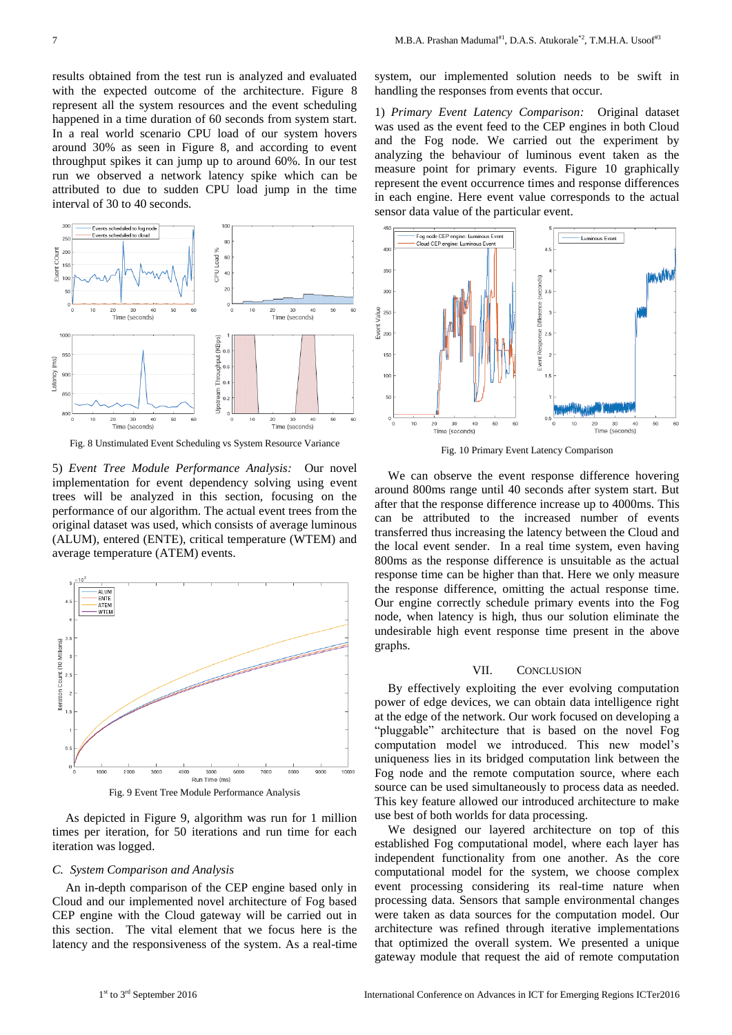results obtained from the test run is analyzed and evaluated with the expected outcome of the architecture. Figure 8 represent all the system resources and the event scheduling happened in a time duration of 60 seconds from system start. In a real world scenario CPU load of our system hovers around 30% as seen in Figure 8, and according to event throughput spikes it can jump up to around 60%. In our test run we observed a network latency spike which can be attributed to due to sudden CPU load jump in the time interval of 30 to 40 seconds.

Fig. 8 Unstimulated Event Scheduling vs System Resource Variance

5) *Event Tree Module Performance Analysis:* Our novel implementation for event dependency solving using event trees will be analyzed in this section, focusing on the performance of our algorithm. The actual event trees from the original dataset was used, which consists of average luminous (ALUM), entered (ENTE), critical temperature (WTEM) and average temperature (ATEM) events.

Fig. 9 Event Tree Module Performance Analysis

As depicted in Figure 9, algorithm was run for 1 million times per iteration, for 50 iterations and run time for each iteration was logged.

### C. System Comparison and Analysis

An in-depth comparison of the CEP engine based only in Cloud and our implemented novel architecture of Fog based CEP engine with the Cloud gateway will be carried out in this section. The vital element that we focus here is the latency and the responsiveness of the system. As a real-time system, our implemented solution needs to be swift in handling the responses from events that occur.

1) *Primary Event Latency Comparison:* Original dataset was used as the event feed to the CEP engines in both Cloud and the Fog node. We carried out the experiment by analyzing the behaviour of luminous event taken as the measure point for primary events. Figure 10 graphically represent the event occurrence times and response differences in each engine. Here event value corresponds to the actual sensor data value of the particular event.

Fig. 10 Primary Event Latency Comparison

We can observe the event response difference hovering around 800ms range until 40 seconds after system start. But after that the response difference increase up to 4000ms. This can be attributed to the increased number of events transferred thus increasing the latency between the Cloud and the local event sender. In a real time system, even having 800ms as the response difference is unsuitable as the actual response time can be higher than that. Here we only measure the response difference, omitting the actual response time. Our engine correctly schedule primary events into the Fog node, when latency is high, thus our solution eliminate the undesirable high event response time present in the above graphs.

## VII. Conclusion

By effectively exploiting the ever evolving computation power of edge devices, we can obtain data intelligence right at the edge of the network. Our work focused on developing a "pluggable" architecture that is based on the novel Fog computation model we introduced. This new model's uniqueness lies in its bridged computation link between the Fog node and the remote computation source, where each source can be used simultaneously to process data as needed. This key feature allowed our introduced architecture to make use best of both worlds for data processing.

We designed our layered architecture on top of this established Fog computational model, where each layer has independent functionality from one another. As the core computational model for the system, we choose complex event processing considering its real-time nature when processing data. Sensors that sample environmental changes were taken as data sources for the computation model. Our architecture was refined through iterative implementations that optimized the overall system. We presented a unique gateway module that request the aid of remote computation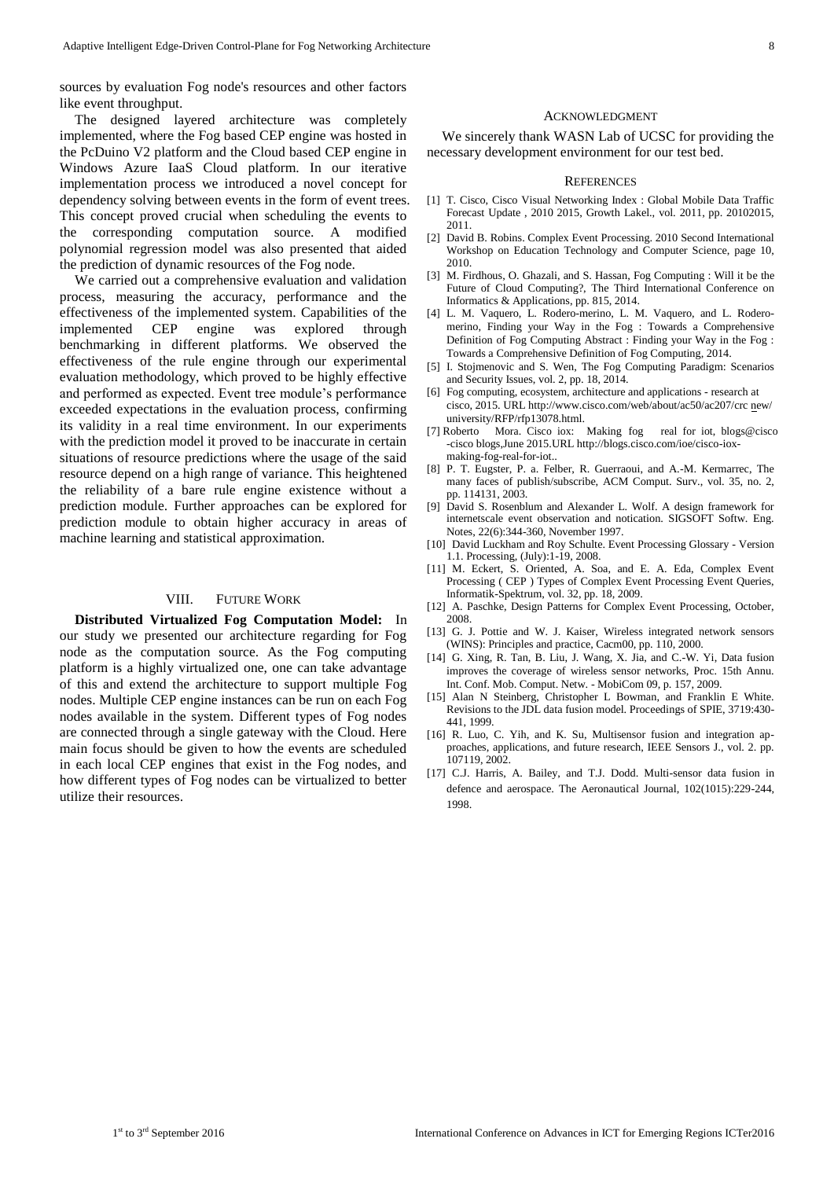sources by evaluation Fog node's resources and other factors like event throughput.

The designed layered architecture was completely implemented, where the Fog based CEP engine was hosted in the PcDuino V2 platform and the Cloud based CEP engine in Windows Azure IaaS Cloud platform. In our iterative implementation process we introduced a novel concept for dependency solving between events in the form of event trees. This concept proved crucial when scheduling the events to the corresponding computation source. A modified polynomial regression model was also presented that aided the prediction of dynamic resources of the Fog node.

We carried out a comprehensive evaluation and validation process, measuring the accuracy, performance and the effectiveness of the implemented system. Capabilities of the implemented CEP engine was explored through benchmarking in different platforms. We observed the effectiveness of the rule engine through our experimental evaluation methodology, which proved to be highly effective and performed as expected. Event tree module's performance exceeded expectations in the evaluation process, confirming its validity in a real time environment. In our experiments with the prediction model it proved to be inaccurate in certain situations of resource predictions where the usage of the said resource depend on a high range of variance. This heightened the reliability of a bare rule engine existence without a prediction module. Further approaches can be explored for prediction module to obtain higher accuracy in areas of machine learning and statistical approximation.

## VIII. Future Work

**Distributed Virtualized Fog Computation Model:** In our study we presented our architecture regarding for Fog node as the computation source. As the Fog computing platform is a highly virtualized one, one can take advantage of this and extend the architecture to support multiple Fog nodes. Multiple CEP engine instances can be run on each Fog nodes available in the system. Different types of Fog nodes are connected through a single gateway with the Cloud. Here main focus should be given to how the events are scheduled in each local CEP engines that exist in the Fog nodes, and how different types of Fog nodes can be virtualized to better utilize their resources.

## Acknowledgment

We sincerely thank WASN Lab of UCSC for providing the necessary development environment for our test bed.

## References

[1] T. Cisco, Cisco Visual Networking Index : Global Mobile Data Traffic Forecast Update , 2010 2015, Growth Lakel., vol. 2011, pp. 20102015, 2011.

[2] David B. Robins. Complex Event Processing. 2010 Second International Workshop on Education Technology and Computer Science, page 10, 2010.

[3] M. Firdhous, O. Ghazali, and S. Hassan, Fog Computing : Will it be the Future of Cloud Computing?, The Third International Conference on Informatics & Applications, pp. 815, 2014.

[4] L. M. Vaquero, L. Rodero-merino, L. M. Vaquero, and L. Rodero-merino, Finding your Way in the Fog : Towards a Comprehensive Definition of Fog Computing Abstract : Finding your Way in the Fog : Towards a Comprehensive Definition of Fog Computing, 2014.

[5] I. Stojmenovic and S. Wen, The Fog Computing Paradigm: Scenarios and Security Issues, vol. 2, pp. 18, 2014.

[6] Fog computing, ecosystem, architecture and applications - research at cisco, 2015. URL http://www.cisco.com/web/about/ac50/ac207/crc new/ university/RFP/rfp13078.html.

[7] Roberto Mora. Cisco iox: Making fog real for iot, blogs@cisco -cisco blogs,June 2015.URL http://blogs.cisco.com/ioe/cisco-iox-making-fog-real-for-iot..

[8] P. T. Eugster, P. a. Felber, R. Guerraoui, and A.-M. Kermarrec, The many faces of publish/subscribe, ACM Comput. Surv., vol. 35, no. 2, pp. 114131, 2003.

[9] David S. Rosenblum and Alexander L. Wolf. A design framework for internetscale event observation and notication. SIGSOFT Softw. Eng. Notes, 22(6):344-360, November 1997.

[10] David Luckham and Roy Schulte. Event Processing Glossary - Version 1.1. Processing, (July):1-19, 2008.

[11] M. Eckert, S. Oriented, A. Soa, and E. A. Eda, Complex Event Processing ( CEP ) Types of Complex Event Processing Event Queries, Informatik-Spektrum, vol. 32, pp. 18, 2009.

[12] A. Paschke, Design Patterns for Complex Event Processing, October, 2008.

[13] G. J. Pottie and W. J. Kaiser, Wireless integrated network sensors (WINS): Principles and practice, Cacm00, pp. 110, 2000.

[14] G. Xing, R. Tan, B. Liu, J. Wang, X. Jia, and C.-W. Yi, Data fusion improves the coverage of wireless sensor networks, Proc. 15th Annu. Int. Conf. Mob. Comput. Netw. - MobiCom 09, p. 157, 2009.

[15] Alan N Steinberg, Christopher L Bowman, and Franklin E White. Revisions to the JDL data fusion model. Proceedings of SPIE, 3719:430-441, 1999.

[16] R. Luo, C. Yih, and K. Su, Multisensor fusion and integration approaches, applications, and future research, IEEE Sensors J., vol. 2. pp. 107119, 2002.

[17] C.J. Harris, A. Bailey, and T.J. Dodd. Multi-sensor data fusion in defence and aerospace. The Aeronautical Journal, 102(1015):229-244, 1998.